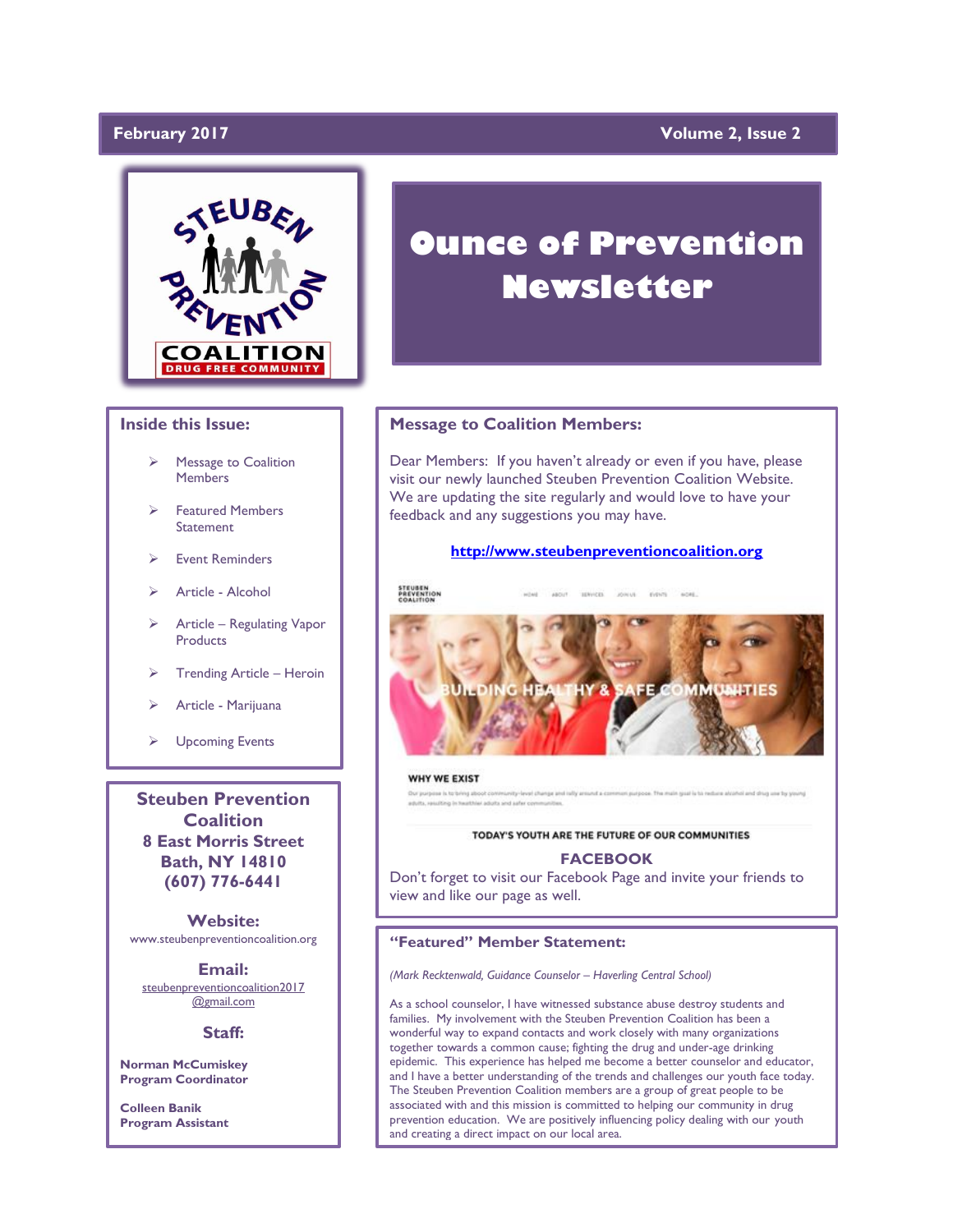February 2017 Volume 2, Issue 2

# Ounce of Prevention Newsletter

## Inside this Issue:

- Message to Coalition Members
- Featured Members Statement
- Event Reminders
- Article - Alcohol
- Article – Regulating Vapor Products
- Trending Article – Heroin
- Article - Marijuana
- Upcoming Events

**Steuben Prevention Coalition**
**8 East Morris Street**
**Bath, NY 14810**
**(607) 776-6441**

**Website:**
www.steubenpreventioncoalition.org

**Email:**
steubenpreventioncoalition2017@gmail.com

**Staff:**

**Norman McCumiskey**
**Program Coordinator**

**Colleen Banik**
**Program Assistant**

## Message to Coalition Members:

Dear Members: If you haven't already or even if you have, please visit our newly launched Steuben Prevention Coalition Website. We are updating the site regularly and would love to have your feedback and any suggestions you may have.

**http://www.steubenpreventioncoalition.org**

BUILDING HEALTHY & SAFE COMMUNITIES

WHY WE EXIST

TODAY'S YOUTH ARE THE FUTURE OF OUR COMMUNITIES

**FACEBOOK**

Don't forget to visit our Facebook Page and invite your friends to view and like our page as well.

## "Featured" Member Statement:

*(Mark Recktenwald, Guidance Counselor – Haverling Central School)*

As a school counselor, I have witnessed substance abuse destroy students and families. My involvement with the Steuben Prevention Coalition has been a wonderful way to expand contacts and work closely with many organizations together towards a common cause; fighting the drug and under-age drinking epidemic. This experience has helped me become a better counselor and educator, and I have a better understanding of the trends and challenges our youth face today. The Steuben Prevention Coalition members are a group of great people to be associated with and this mission is committed to helping our community in drug prevention education. We are positively influencing policy dealing with our youth and creating a direct impact on our local area.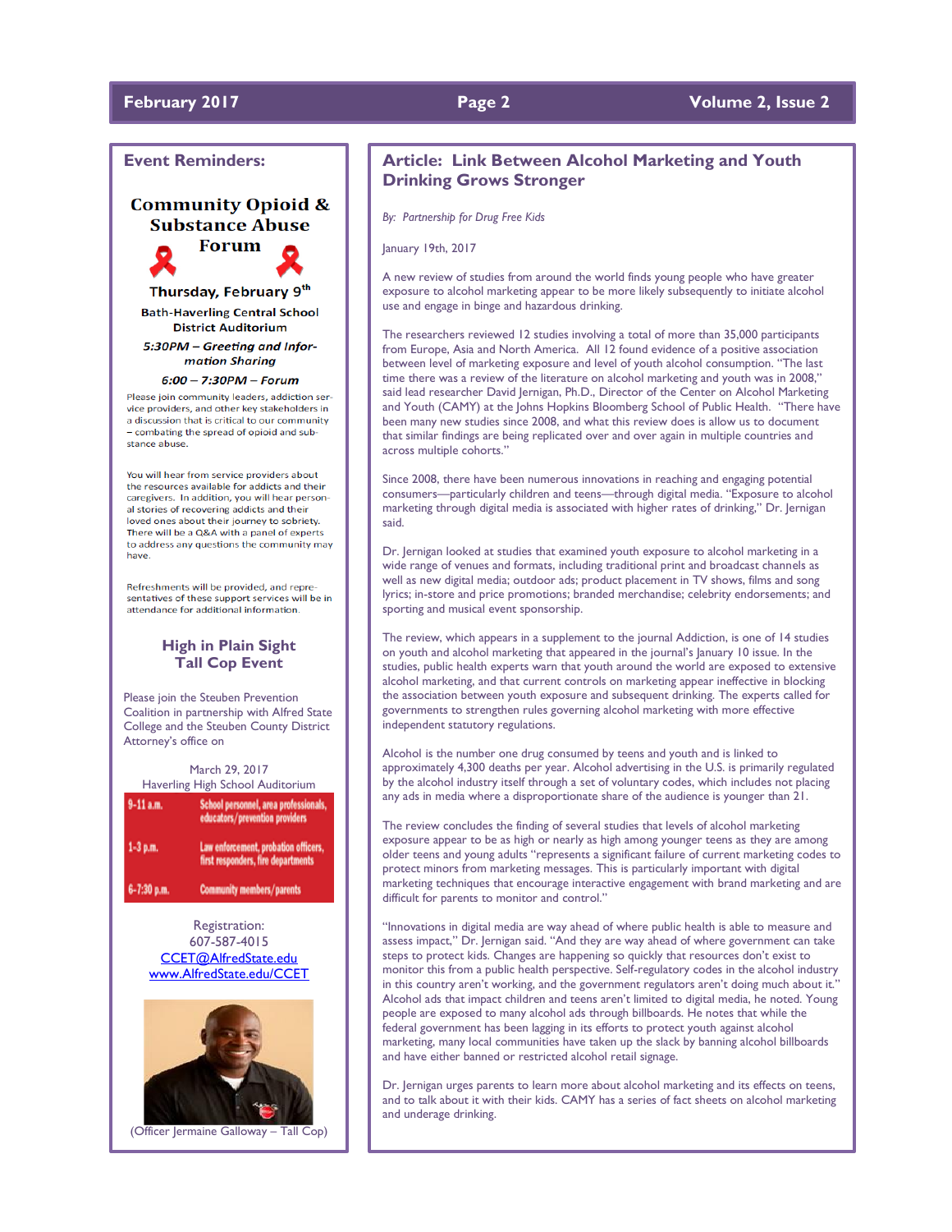## Event Reminders:

### Community Opioid & Substance Abuse Forum

**Thursday, February 9th**

**Bath-Haverling Central School District Auditorium**

***5:30PM – Greeting and Information Sharing***

***6:00 – 7:30PM – Forum***

Please join community leaders, addiction service providers, and other key stakeholders in a discussion that is critical to our community – combating the spread of opioid and substance abuse.

You will hear from service providers about the resources available for addicts and their caregivers. In addition, you will hear personal stories of recovering addicts and their loved ones about their journey to sobriety. There will be a Q&A with a panel of experts to address any questions the community may have.

Refreshments will be provided, and representatives of these support services will be in attendance for additional information.

### High in Plain Sight Tall Cop Event

Please join the Steuben Prevention Coalition in partnership with Alfred State College and the Steuben County District Attorney's office on

March 29, 2017
Haverling High School Auditorium

| | |
|---|---|
| 9-11 a.m. | School personnel, area professionals, educators/prevention providers |
| 1-3 p.m. | Law enforcement, probation officers, first responders, fire departments |
| 6-7:30 p.m. | Community members/parents |

Registration:
607-587-4015
CCET@AlfredState.edu
www.AlfredState.edu/CCET

(Officer Jermaine Galloway – Tall Cop)

## Article: Link Between Alcohol Marketing and Youth Drinking Grows Stronger

*By: Partnership for Drug Free Kids*

January 19th, 2017

A new review of studies from around the world finds young people who have greater exposure to alcohol marketing appear to be more likely subsequently to initiate alcohol use and engage in binge and hazardous drinking.

The researchers reviewed 12 studies involving a total of more than 35,000 participants from Europe, Asia and North America. All 12 found evidence of a positive association between level of marketing exposure and level of youth alcohol consumption. "The last time there was a review of the literature on alcohol marketing and youth was in 2008," said lead researcher David Jernigan, Ph.D., Director of the Center on Alcohol Marketing and Youth (CAMY) at the Johns Hopkins Bloomberg School of Public Health. "There have been many new studies since 2008, and what this review does is allow us to document that similar findings are being replicated over and over again in multiple countries and across multiple cohorts."

Since 2008, there have been numerous innovations in reaching and engaging potential consumers—particularly children and teens—through digital media. "Exposure to alcohol marketing through digital media is associated with higher rates of drinking," Dr. Jernigan said.

Dr. Jernigan looked at studies that examined youth exposure to alcohol marketing in a wide range of venues and formats, including traditional print and broadcast channels as well as new digital media; outdoor ads; product placement in TV shows, films and song lyrics; in-store and price promotions; branded merchandise; celebrity endorsements; and sporting and musical event sponsorship.

The review, which appears in a supplement to the journal Addiction, is one of 14 studies on youth and alcohol marketing that appeared in the journal's January 10 issue. In the studies, public health experts warn that youth around the world are exposed to extensive alcohol marketing, and that current controls on marketing appear ineffective in blocking the association between youth exposure and subsequent drinking. The experts called for governments to strengthen rules governing alcohol marketing with more effective independent statutory regulations.

Alcohol is the number one drug consumed by teens and youth and is linked to approximately 4,300 deaths per year. Alcohol advertising in the U.S. is primarily regulated by the alcohol industry itself through a set of voluntary codes, which includes not placing any ads in media where a disproportionate share of the audience is younger than 21.

The review concludes the finding of several studies that levels of alcohol marketing exposure appear to be as high or nearly as high among younger teens as they are among older teens and young adults "represents a significant failure of current marketing codes to protect minors from marketing messages. This is particularly important with digital marketing techniques that encourage interactive engagement with brand marketing and are difficult for parents to monitor and control."

"Innovations in digital media are way ahead of where public health is able to measure and assess impact," Dr. Jernigan said. "And they are way ahead of where government can take steps to protect kids. Changes are happening so quickly that resources don't exist to monitor this from a public health perspective. Self-regulatory codes in the alcohol industry in this country aren't working, and the government regulators aren't doing much about it." Alcohol ads that impact children and teens aren't limited to digital media, he noted. Young people are exposed to many alcohol ads through billboards. He notes that while the federal government has been lagging in its efforts to protect youth against alcohol marketing, many local communities have taken up the slack by banning alcohol billboards and have either banned or restricted alcohol retail signage.

Dr. Jernigan urges parents to learn more about alcohol marketing and its effects on teens, and to talk about it with their kids. CAMY has a series of fact sheets on alcohol marketing and underage drinking.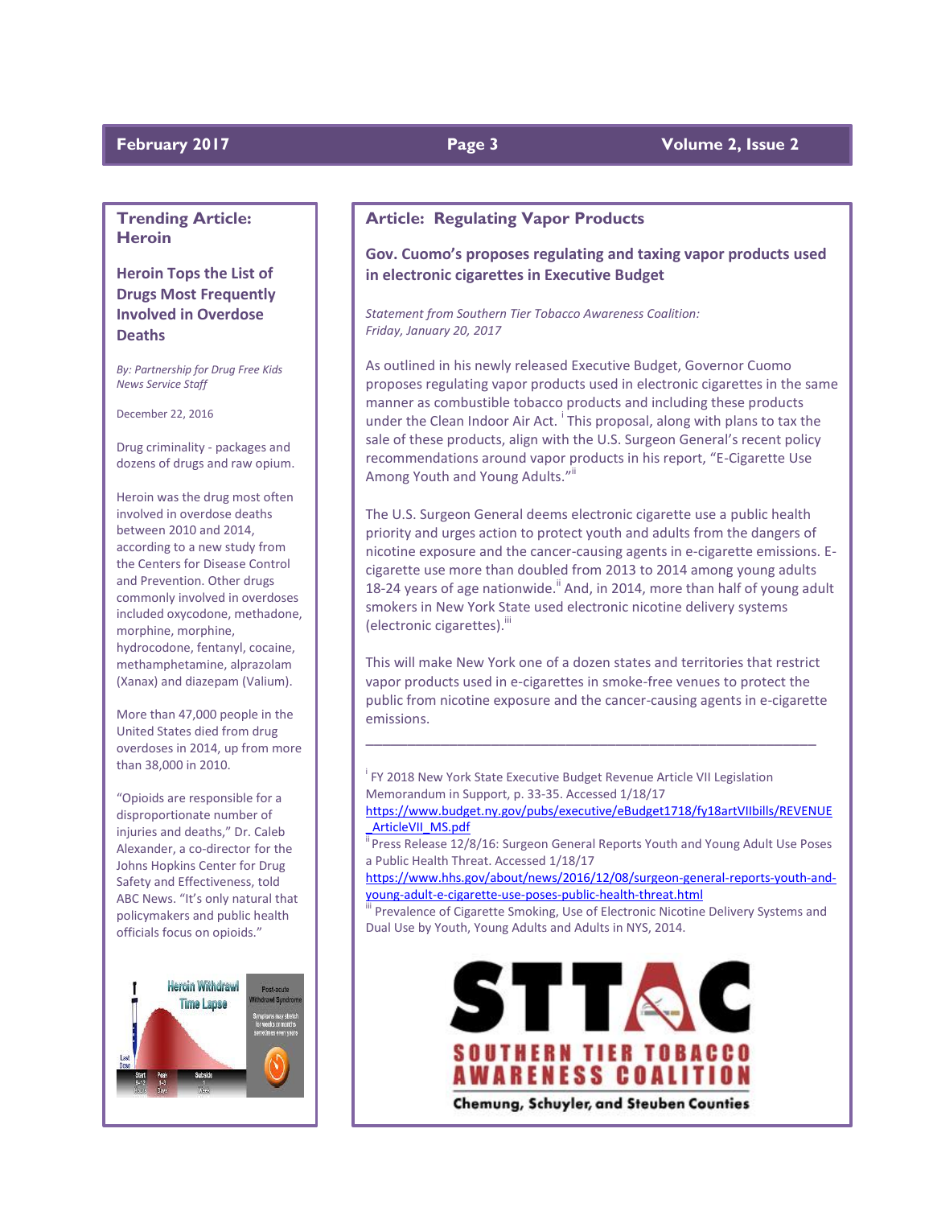## Trending Article: Heroin

### Heroin Tops the List of Drugs Most Frequently Involved in Overdose Deaths

*By: Partnership for Drug Free Kids News Service Staff*

December 22, 2016

Drug criminality - packages and dozens of drugs and raw opium.

Heroin was the drug most often involved in overdose deaths between 2010 and 2014, according to a new study from the Centers for Disease Control and Prevention. Other drugs commonly involved in overdoses included oxycodone, methadone, morphine, morphine, hydrocodone, fentanyl, cocaine, methamphetamine, alprazolam (Xanax) and diazepam (Valium).

More than 47,000 people in the United States died from drug overdoses in 2014, up from more than 38,000 in 2010.

"Opioids are responsible for a disproportionate number of injuries and deaths," Dr. Caleb Alexander, a co-director for the Johns Hopkins Center for Drug Safety and Effectiveness, told ABC News. "It's only natural that policymakers and public health officials focus on opioids."

## Article: Regulating Vapor Products

### Gov. Cuomo's proposes regulating and taxing vapor products used in electronic cigarettes in Executive Budget

*Statement from Southern Tier Tobacco Awareness Coalition: Friday, January 20, 2017*

As outlined in his newly released Executive Budget, Governor Cuomo proposes regulating vapor products used in electronic cigarettes in the same manner as combustible tobacco products and including these products under the Clean Indoor Air Act. [i] This proposal, along with plans to tax the sale of these products, align with the U.S. Surgeon General's recent policy recommendations around vapor products in his report, "E-Cigarette Use Among Youth and Young Adults."[ii]

The U.S. Surgeon General deems electronic cigarette use a public health priority and urges action to protect youth and adults from the dangers of nicotine exposure and the cancer-causing agents in e-cigarette emissions. E-cigarette use more than doubled from 2013 to 2014 among young adults 18-24 years of age nationwide.[ii] And, in 2014, more than half of young adult smokers in New York State used electronic nicotine delivery systems (electronic cigarettes).[iii]

This will make New York one of a dozen states and territories that restrict vapor products used in e-cigarettes in smoke-free venues to protect the public from nicotine exposure and the cancer-causing agents in e-cigarette emissions.

---

[i] FY 2018 New York State Executive Budget Revenue Article VII Legislation Memorandum in Support, p. 33-35. Accessed 1/18/17 https://www.budget.ny.gov/pubs/executive/eBudget1718/fy18artVIIbills/REVENUE_ArticleVII_MS.pdf

[ii] Press Release 12/8/16: Surgeon General Reports Youth and Young Adult Use Poses a Public Health Threat. Accessed 1/18/17 https://www.hhs.gov/about/news/2016/12/08/surgeon-general-reports-youth-and-young-adult-e-cigarette-use-poses-public-health-threat.html

[iii] Prevalence of Cigarette Smoking, Use of Electronic Nicotine Delivery Systems and Dual Use by Youth, Young Adults and Adults in NYS, 2014.

STTAC — SOUTHERN TIER TOBACCO AWARENESS COALITION — Chemung, Schuyler, and Steuben Counties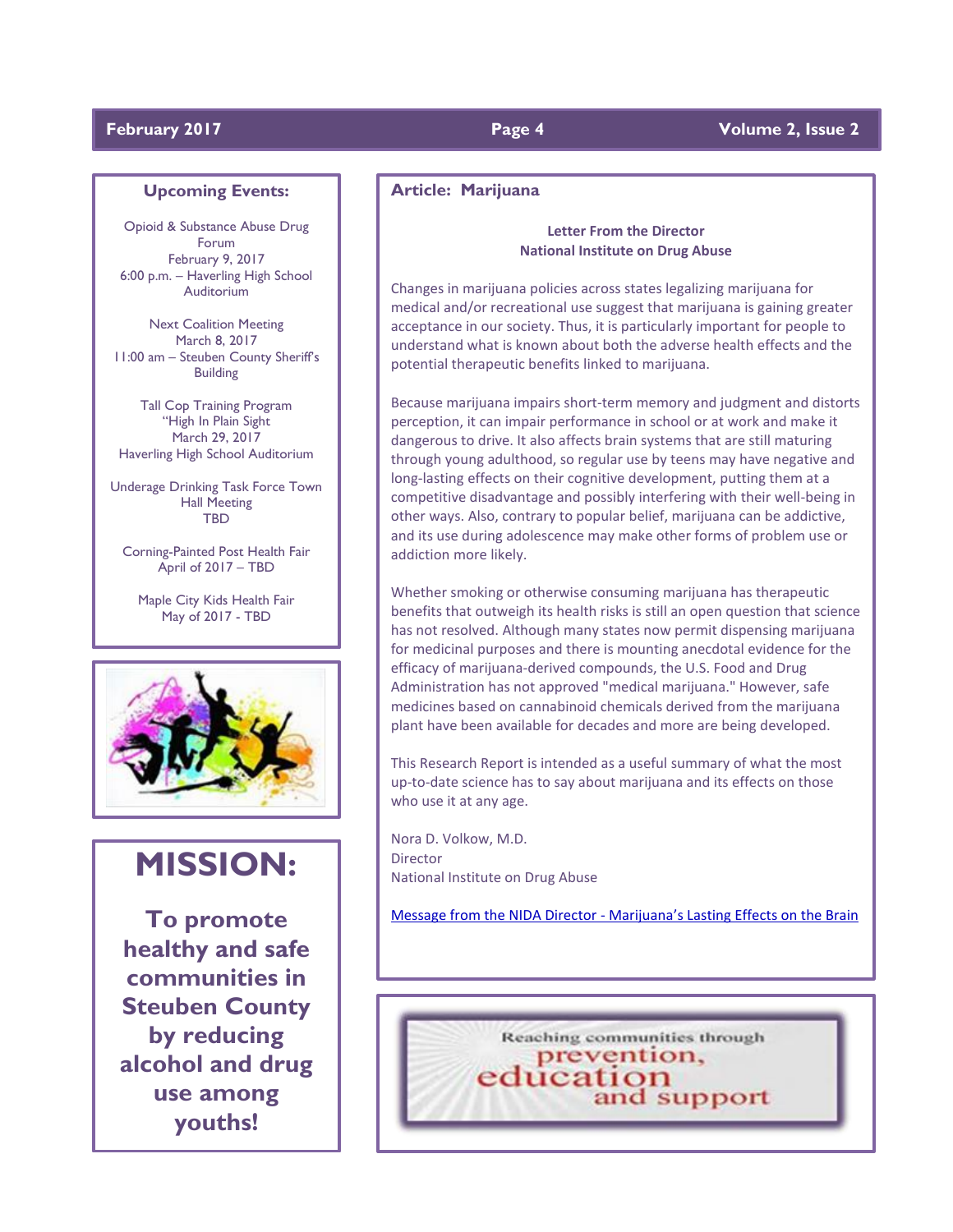## Upcoming Events:

Opioid & Substance Abuse Drug Forum
February 9, 2017
6:00 p.m. – Haverling High School Auditorium

Next Coalition Meeting
March 8, 2017
11:00 am – Steuben County Sheriff's Building

Tall Cop Training Program
"High In Plain Sight
March 29, 2017
Haverling High School Auditorium

Underage Drinking Task Force Town Hall Meeting
TBD

Corning-Painted Post Health Fair
April of 2017 – TBD

Maple City Kids Health Fair
May of 2017 - TBD

# MISSION:

**To promote healthy and safe communities in Steuben County by reducing alcohol and drug use among youths!**

## Article: Marijuana

**Letter From the Director**
**National Institute on Drug Abuse**

Changes in marijuana policies across states legalizing marijuana for medical and/or recreational use suggest that marijuana is gaining greater acceptance in our society. Thus, it is particularly important for people to understand what is known about both the adverse health effects and the potential therapeutic benefits linked to marijuana.

Because marijuana impairs short-term memory and judgment and distorts perception, it can impair performance in school or at work and make it dangerous to drive. It also affects brain systems that are still maturing through young adulthood, so regular use by teens may have negative and long-lasting effects on their cognitive development, putting them at a competitive disadvantage and possibly interfering with their well-being in other ways. Also, contrary to popular belief, marijuana can be addictive, and its use during adolescence may make other forms of problem use or addiction more likely.

Whether smoking or otherwise consuming marijuana has therapeutic benefits that outweigh its health risks is still an open question that science has not resolved. Although many states now permit dispensing marijuana for medicinal purposes and there is mounting anecdotal evidence for the efficacy of marijuana-derived compounds, the U.S. Food and Drug Administration has not approved "medical marijuana." However, safe medicines based on cannabinoid chemicals derived from the marijuana plant have been available for decades and more are being developed.

This Research Report is intended as a useful summary of what the most up-to-date science has to say about marijuana and its effects on those who use it at any age.

Nora D. Volkow, M.D.
Director
National Institute on Drug Abuse

Message from the NIDA Director - Marijuana's Lasting Effects on the Brain

Reaching communities through prevention, education and support